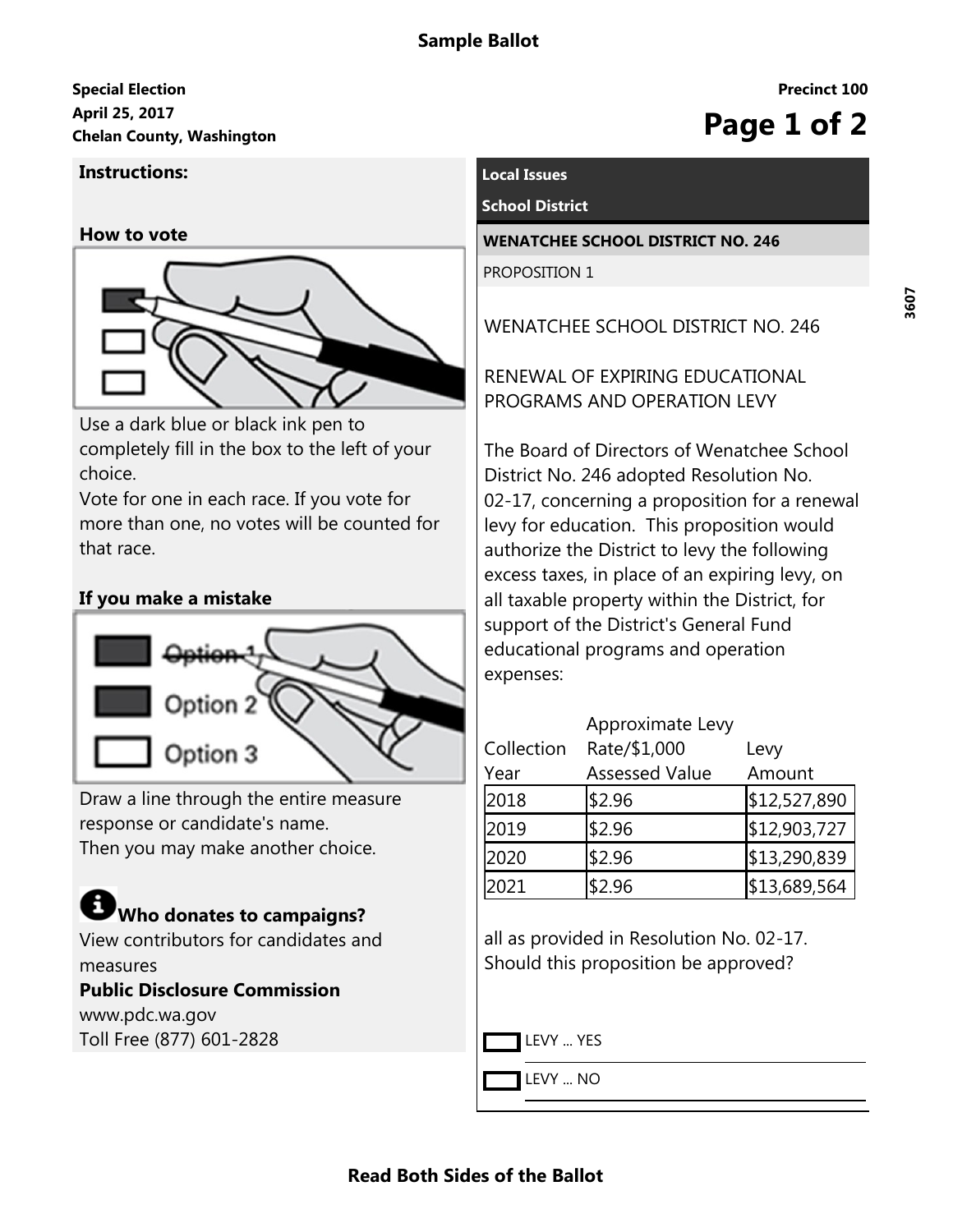# Sample Ballot

**Special Election**
**April 25, 2017**
**Chelan County, Washington**

**Precinct 100**

## Instructions:

### How to vote

Use a dark blue or black ink pen to completely fill in the box to the left of your choice.
Vote for one in each race. If you vote for more than one, no votes will be counted for that race.

### If you make a mistake

Draw a line through the entire measure response or candidate's name.
Then you may make another choice.

### Who donates to campaigns?

View contributors for candidates and measures
**Public Disclosure Commission**
www.pdc.wa.gov
Toll Free (877) 601-2828

## Local Issues

### School District

#### WENATCHEE SCHOOL DISTRICT NO. 246

PROPOSITION 1

WENATCHEE SCHOOL DISTRICT NO. 246

RENEWAL OF EXPIRING EDUCATIONAL PROGRAMS AND OPERATION LEVY

The Board of Directors of Wenatchee School District No. 246 adopted Resolution No. 02-17, concerning a proposition for a renewal levy for education. This proposition would authorize the District to levy the following excess taxes, in place of an expiring levy, on all taxable property within the District, for support of the District's General Fund educational programs and operation expenses:

| Collection Year | Approximate Levy Rate/$1,000 Assessed Value | Levy Amount |
|---|---|---|
| 2018 | $2.96 | $12,527,890 |
| 2019 | $2.96 | $12,903,727 |
| 2020 | $2.96 | $13,290,839 |
| 2021 | $2.96 | $13,689,564 |

all as provided in Resolution No. 02-17. Should this proposition be approved?

- [ ] LEVY ... YES
- [ ] LEVY ... NO

**Read Both Sides of the Ballot**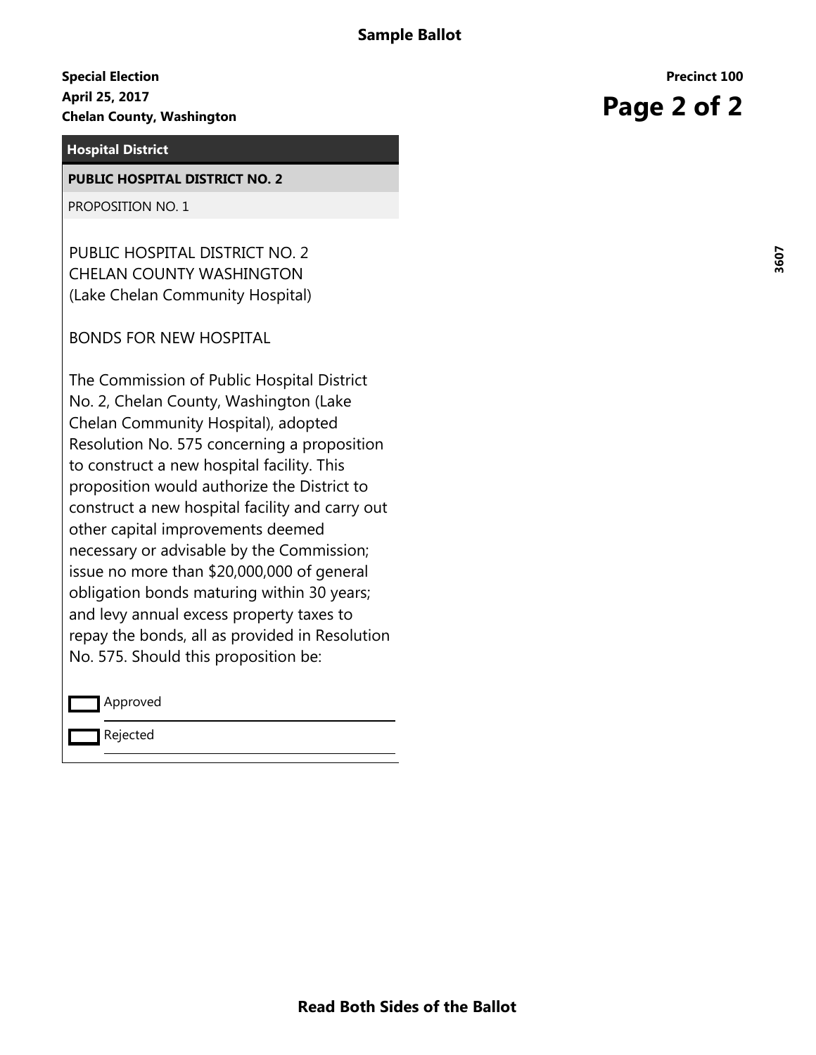**Sample Ballot**

**Special Election**
**April 25, 2017**
**Chelan County, Washington**

**Precinct 100**

## Hospital District

### PUBLIC HOSPITAL DISTRICT NO. 2

PROPOSITION NO. 1

PUBLIC HOSPITAL DISTRICT NO. 2
CHELAN COUNTY WASHINGTON
(Lake Chelan Community Hospital)

BONDS FOR NEW HOSPITAL

The Commission of Public Hospital District No. 2, Chelan County, Washington (Lake Chelan Community Hospital), adopted Resolution No. 575 concerning a proposition to construct a new hospital facility. This proposition would authorize the District to construct a new hospital facility and carry out other capital improvements deemed necessary or advisable by the Commission; issue no more than $20,000,000 of general obligation bonds maturing within 30 years; and levy annual excess property taxes to repay the bonds, all as provided in Resolution No. 575. Should this proposition be:

- [ ] Approved
- [ ] Rejected

**Read Both Sides of the Ballot**